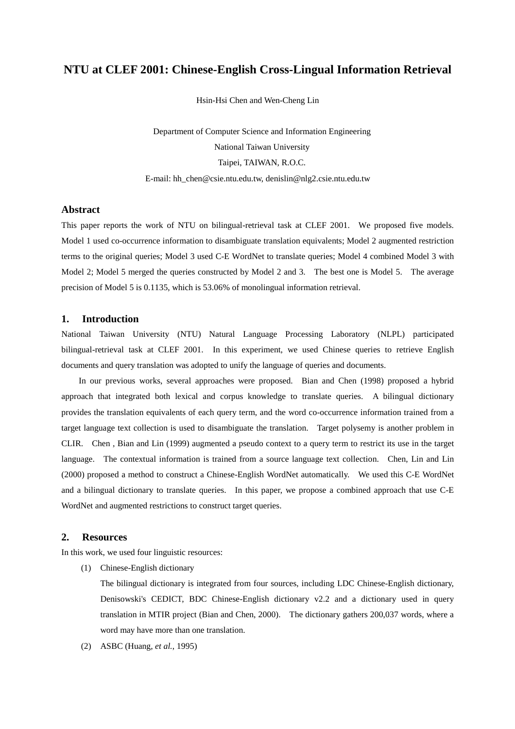# NTU at CLEF 2001: Chinese-English Cross-Lingual Information Retrieval

Hsin-Hsi Chen and Wen-Cheng Lin

Department of Computer Science and Information Engineering
National Taiwan University
Taipei, TAIWAN, R.O.C.
E-mail: hh_chen@csie.ntu.edu.tw, denislin@nlg2.csie.ntu.edu.tw

## Abstract

This paper reports the work of NTU on bilingual-retrieval task at CLEF 2001. We proposed five models. Model 1 used co-occurrence information to disambiguate translation equivalents; Model 2 augmented restriction terms to the original queries; Model 3 used C-E WordNet to translate queries; Model 4 combined Model 3 with Model 2; Model 5 merged the queries constructed by Model 2 and 3. The best one is Model 5. The average precision of Model 5 is 0.1135, which is 53.06% of monolingual information retrieval.

## 1. Introduction

National Taiwan University (NTU) Natural Language Processing Laboratory (NLPL) participated bilingual-retrieval task at CLEF 2001. In this experiment, we used Chinese queries to retrieve English documents and query translation was adopted to unify the language of queries and documents.

In our previous works, several approaches were proposed. Bian and Chen (1998) proposed a hybrid approach that integrated both lexical and corpus knowledge to translate queries. A bilingual dictionary provides the translation equivalents of each query term, and the word co-occurrence information trained from a target language text collection is used to disambiguate the translation. Target polysemy is another problem in CLIR. Chen , Bian and Lin (1999) augmented a pseudo context to a query term to restrict its use in the target language. The contextual information is trained from a source language text collection. Chen, Lin and Lin (2000) proposed a method to construct a Chinese-English WordNet automatically. We used this C-E WordNet and a bilingual dictionary to translate queries. In this paper, we propose a combined approach that use C-E WordNet and augmented restrictions to construct target queries.

## 2. Resources

In this work, we used four linguistic resources:

(1) Chinese-English dictionary

The bilingual dictionary is integrated from four sources, including LDC Chinese-English dictionary, Denisowski's CEDICT, BDC Chinese-English dictionary v2.2 and a dictionary used in query translation in MTIR project (Bian and Chen, 2000). The dictionary gathers 200,037 words, where a word may have more than one translation.

(2) ASBC (Huang, *et al.*, 1995)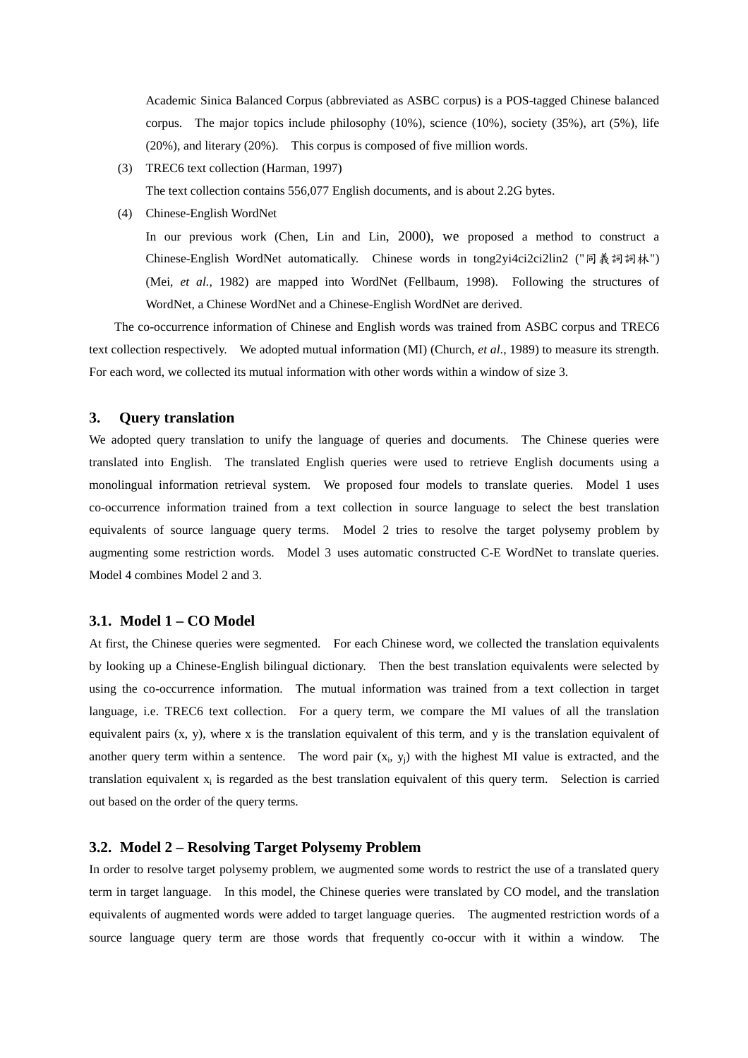Academic Sinica Balanced Corpus (abbreviated as ASBC corpus) is a POS-tagged Chinese balanced corpus. The major topics include philosophy (10%), science (10%), society (35%), art (5%), life (20%), and literary (20%). This corpus is composed of five million words.

(3) TREC6 text collection (Harman, 1997)

The text collection contains 556,077 English documents, and is about 2.2G bytes.

(4) Chinese-English WordNet

In our previous work (Chen, Lin and Lin, 2000), we proposed a method to construct a Chinese-English WordNet automatically. Chinese words in tong2yi4ci2ci2lin2 ("同義詞詞林") (Mei, *et al.*, 1982) are mapped into WordNet (Fellbaum, 1998). Following the structures of WordNet, a Chinese WordNet and a Chinese-English WordNet are derived.

The co-occurrence information of Chinese and English words was trained from ASBC corpus and TREC6 text collection respectively. We adopted mutual information (MI) (Church, *et al.*, 1989) to measure its strength. For each word, we collected its mutual information with other words within a window of size 3.

## 3. Query translation

We adopted query translation to unify the language of queries and documents. The Chinese queries were translated into English. The translated English queries were used to retrieve English documents using a monolingual information retrieval system. We proposed four models to translate queries. Model 1 uses co-occurrence information trained from a text collection in source language to select the best translation equivalents of source language query terms. Model 2 tries to resolve the target polysemy problem by augmenting some restriction words. Model 3 uses automatic constructed C-E WordNet to translate queries. Model 4 combines Model 2 and 3.

### 3.1. Model 1 – CO Model

At first, the Chinese queries were segmented. For each Chinese word, we collected the translation equivalents by looking up a Chinese-English bilingual dictionary. Then the best translation equivalents were selected by using the co-occurrence information. The mutual information was trained from a text collection in target language, i.e. TREC6 text collection. For a query term, we compare the MI values of all the translation equivalent pairs (x, y), where x is the translation equivalent of this term, and y is the translation equivalent of another query term within a sentence. The word pair ($x_i$, $y_j$) with the highest MI value is extracted, and the translation equivalent $x_i$ is regarded as the best translation equivalent of this query term. Selection is carried out based on the order of the query terms.

### 3.2. Model 2 – Resolving Target Polysemy Problem

In order to resolve target polysemy problem, we augmented some words to restrict the use of a translated query term in target language. In this model, the Chinese queries were translated by CO model, and the translation equivalents of augmented words were added to target language queries. The augmented restriction words of a source language query term are those words that frequently co-occur with it within a window. The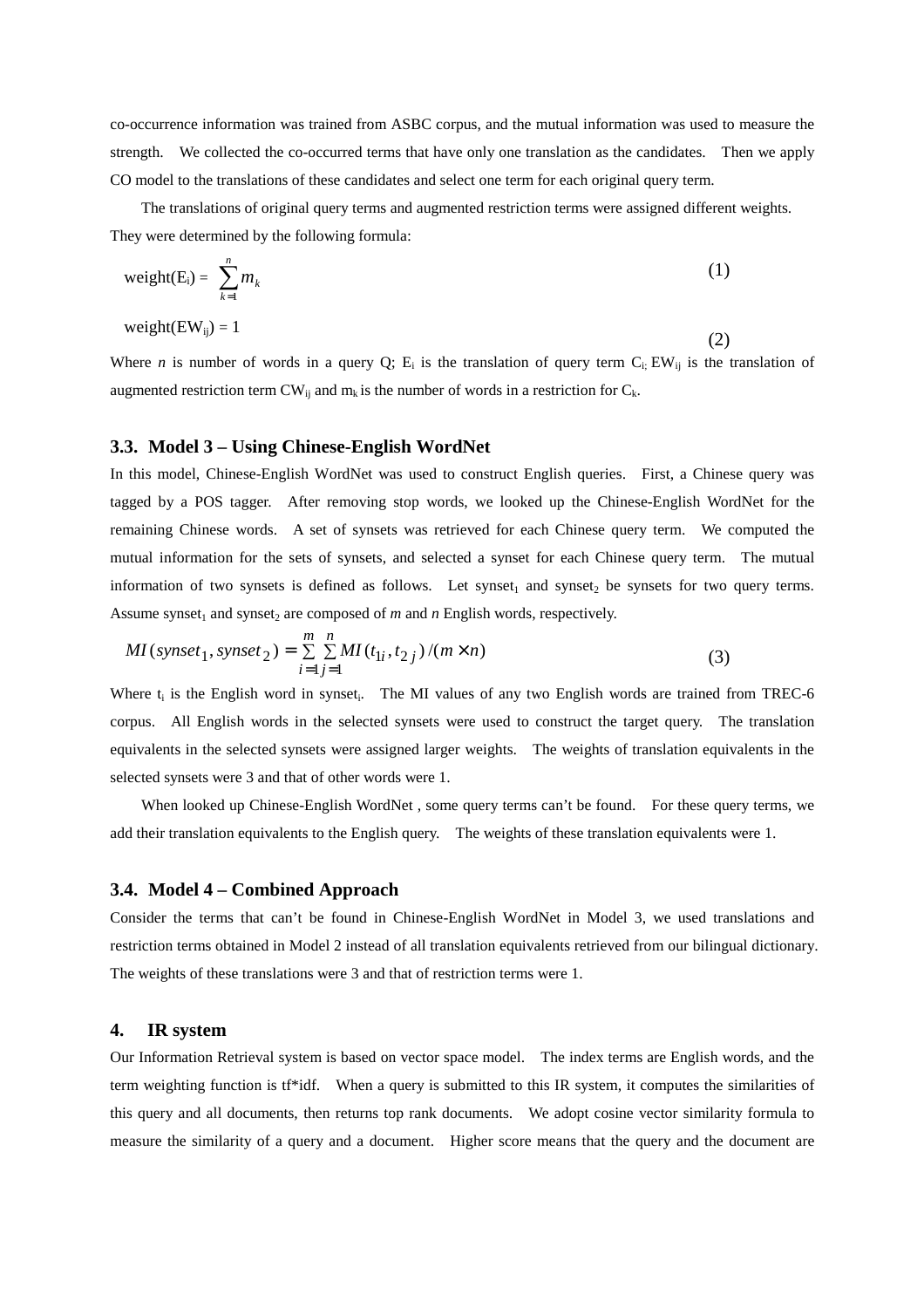co-occurrence information was trained from ASBC corpus, and the mutual information was used to measure the strength. We collected the co-occurred terms that have only one translation as the candidates. Then we apply CO model to the translations of these candidates and select one term for each original query term.

The translations of original query terms and augmented restriction terms were assigned different weights. They were determined by the following formula:

$$\text{weight}(E_i) = \sum_{k=1}^{n} m_k \tag{1}$$

$$\text{weight}(EW_{ij}) = 1 \tag{2}$$

Where *n* is number of words in a query Q; $E_i$ is the translation of query term $C_i$; $EW_{ij}$ is the translation of augmented restriction term $CW_{ij}$ and $m_k$ is the number of words in a restriction for $C_k$.

### 3.3. Model 3 – Using Chinese-English WordNet

In this model, Chinese-English WordNet was used to construct English queries. First, a Chinese query was tagged by a POS tagger. After removing stop words, we looked up the Chinese-English WordNet for the remaining Chinese words. A set of synsets was retrieved for each Chinese query term. We computed the mutual information for the sets of synsets, and selected a synset for each Chinese query term. The mutual information of two synsets is defined as follows. Let $synset_1$ and $synset_2$ be synsets for two query terms. Assume $synset_1$ and $synset_2$ are composed of *m* and *n* English words, respectively.

$$MI(synset_1, synset_2) = \sum_{i=1}^{m} \sum_{j=1}^{n} MI(t_{1i}, t_{2j}) / (m \times n) \tag{3}$$

Where $t_i$ is the English word in $synset_i$. The MI values of any two English words are trained from TREC-6 corpus. All English words in the selected synsets were used to construct the target query. The translation equivalents in the selected synsets were assigned larger weights. The weights of translation equivalents in the selected synsets were 3 and that of other words were 1.

When looked up Chinese-English WordNet , some query terms can't be found. For these query terms, we add their translation equivalents to the English query. The weights of these translation equivalents were 1.

### 3.4. Model 4 – Combined Approach

Consider the terms that can't be found in Chinese-English WordNet in Model 3, we used translations and restriction terms obtained in Model 2 instead of all translation equivalents retrieved from our bilingual dictionary. The weights of these translations were 3 and that of restriction terms were 1.

## 4. IR system

Our Information Retrieval system is based on vector space model. The index terms are English words, and the term weighting function is tf*idf. When a query is submitted to this IR system, it computes the similarities of this query and all documents, then returns top rank documents. We adopt cosine vector similarity formula to measure the similarity of a query and a document. Higher score means that the query and the document are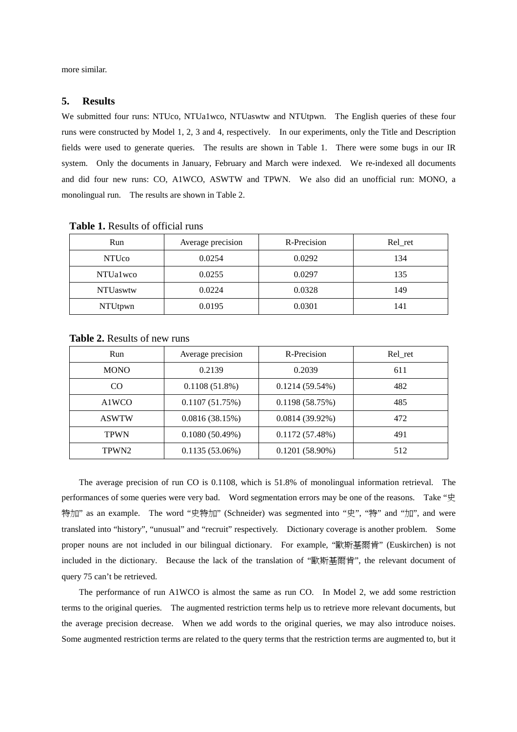more similar.

## 5. Results

We submitted four runs: NTUco, NTUa1wco, NTUaswtw and NTUtpwn. The English queries of these four runs were constructed by Model 1, 2, 3 and 4, respectively. In our experiments, only the Title and Description fields were used to generate queries. The results are shown in Table 1. There were some bugs in our IR system. Only the documents in January, February and March were indexed. We re-indexed all documents and did four new runs: CO, A1WCO, ASWTW and TPWN. We also did an unofficial run: MONO, a monolingual run. The results are shown in Table 2.

**Table 1.** Results of official runs

| Run | Average precision | R-Precision | Rel_ret |
|---|---|---|---|
| NTUco | 0.0254 | 0.0292 | 134 |
| NTUa1wco | 0.0255 | 0.0297 | 135 |
| NTUaswtw | 0.0224 | 0.0328 | 149 |
| NTUtpwn | 0.0195 | 0.0301 | 141 |

**Table 2.** Results of new runs

| Run | Average precision | R-Precision | Rel_ret |
|---|---|---|---|
| MONO | 0.2139 | 0.2039 | 611 |
| CO | 0.1108 (51.8%) | 0.1214 (59.54%) | 482 |
| A1WCO | 0.1107 (51.75%) | 0.1198 (58.75%) | 485 |
| ASWTW | 0.0816 (38.15%) | 0.0814 (39.92%) | 472 |
| TPWN | 0.1080 (50.49%) | 0.1172 (57.48%) | 491 |
| TPWN2 | 0.1135 (53.06%) | 0.1201 (58.90%) | 512 |

The average precision of run CO is 0.1108, which is 51.8% of monolingual information retrieval. The performances of some queries were very bad. Word segmentation errors may be one of the reasons. Take "史特加" as an example. The word "史特加" (Schneider) was segmented into "史", "特" and "加", and were translated into "history", "unusual" and "recruit" respectively. Dictionary coverage is another problem. Some proper nouns are not included in our bilingual dictionary. For example, "歐斯基爾肯" (Euskirchen) is not included in the dictionary. Because the lack of the translation of "歐斯基爾肯", the relevant document of query 75 can't be retrieved.

The performance of run A1WCO is almost the same as run CO. In Model 2, we add some restriction terms to the original queries. The augmented restriction terms help us to retrieve more relevant documents, but the average precision decrease. When we add words to the original queries, we may also introduce noises. Some augmented restriction terms are related to the query terms that the restriction terms are augmented to, but it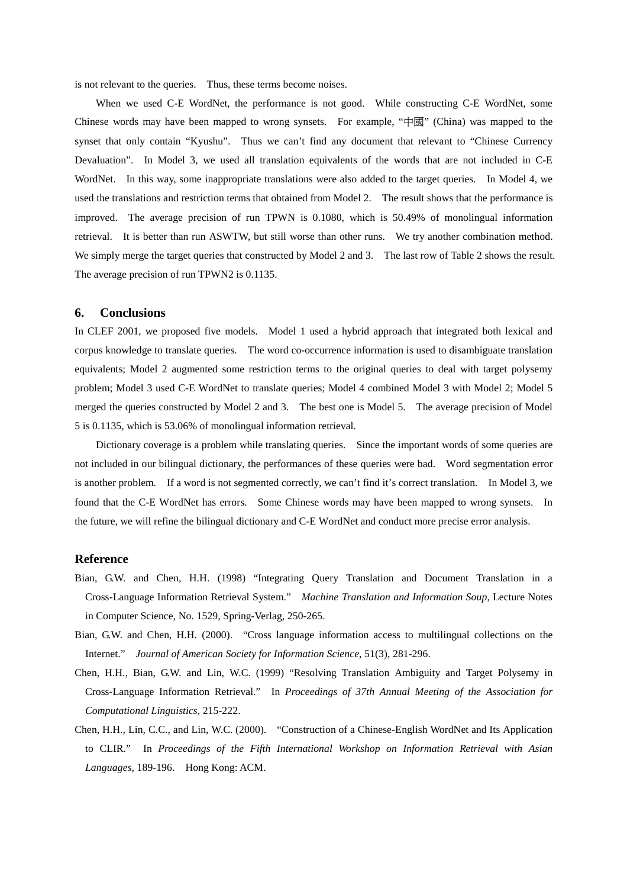is not relevant to the queries. Thus, these terms become noises.

When we used C-E WordNet, the performance is not good. While constructing C-E WordNet, some Chinese words may have been mapped to wrong synsets. For example, "中國" (China) was mapped to the synset that only contain "Kyushu". Thus we can't find any document that relevant to "Chinese Currency Devaluation". In Model 3, we used all translation equivalents of the words that are not included in C-E WordNet. In this way, some inappropriate translations were also added to the target queries. In Model 4, we used the translations and restriction terms that obtained from Model 2. The result shows that the performance is improved. The average precision of run TPWN is 0.1080, which is 50.49% of monolingual information retrieval. It is better than run ASWTW, but still worse than other runs. We try another combination method. We simply merge the target queries that constructed by Model 2 and 3. The last row of Table 2 shows the result. The average precision of run TPWN2 is 0.1135.

## 6. Conclusions

In CLEF 2001, we proposed five models. Model 1 used a hybrid approach that integrated both lexical and corpus knowledge to translate queries. The word co-occurrence information is used to disambiguate translation equivalents; Model 2 augmented some restriction terms to the original queries to deal with target polysemy problem; Model 3 used C-E WordNet to translate queries; Model 4 combined Model 3 with Model 2; Model 5 merged the queries constructed by Model 2 and 3. The best one is Model 5. The average precision of Model 5 is 0.1135, which is 53.06% of monolingual information retrieval.

Dictionary coverage is a problem while translating queries. Since the important words of some queries are not included in our bilingual dictionary, the performances of these queries were bad. Word segmentation error is another problem. If a word is not segmented correctly, we can't find it's correct translation. In Model 3, we found that the C-E WordNet has errors. Some Chinese words may have been mapped to wrong synsets. In the future, we will refine the bilingual dictionary and C-E WordNet and conduct more precise error analysis.

## Reference

Bian, G.W. and Chen, H.H. (1998) "Integrating Query Translation and Document Translation in a Cross-Language Information Retrieval System." *Machine Translation and Information Soup*, Lecture Notes in Computer Science, No. 1529, Spring-Verlag, 250-265.

Bian, G.W. and Chen, H.H. (2000). "Cross language information access to multilingual collections on the Internet." *Journal of American Society for Information Science*, 51(3), 281-296.

Chen, H.H., Bian, G.W. and Lin, W.C. (1999) "Resolving Translation Ambiguity and Target Polysemy in Cross-Language Information Retrieval." In *Proceedings of 37th Annual Meeting of the Association for Computational Linguistics*, 215-222.

Chen, H.H., Lin, C.C., and Lin, W.C. (2000). "Construction of a Chinese-English WordNet and Its Application to CLIR." In *Proceedings of the Fifth International Workshop on Information Retrieval with Asian Languages*, 189-196. Hong Kong: ACM.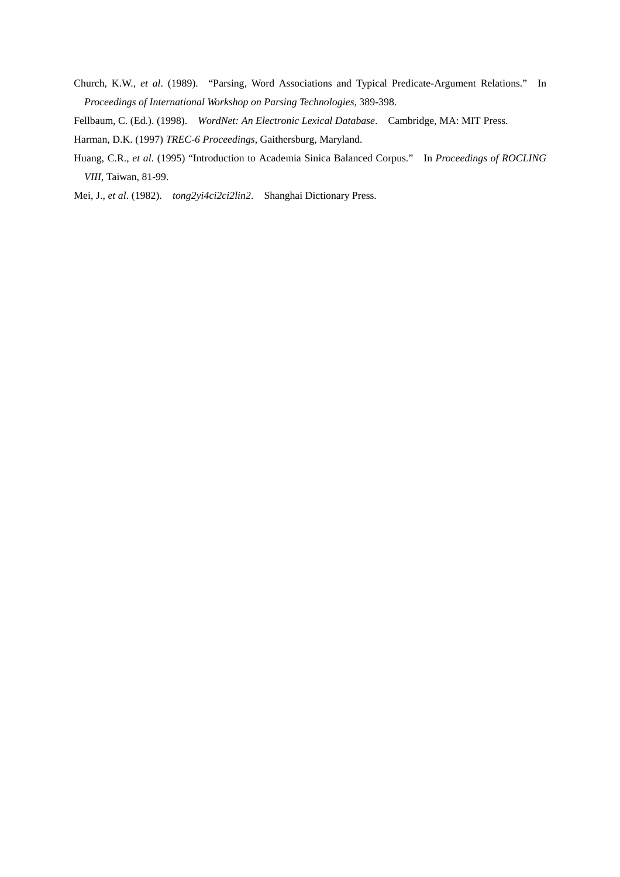Church, K.W., *et al*. (1989). "Parsing, Word Associations and Typical Predicate-Argument Relations." In *Proceedings of International Workshop on Parsing Technologies*, 389-398.

Fellbaum, C. (Ed.). (1998). *WordNet: An Electronic Lexical Database*. Cambridge, MA: MIT Press.

Harman, D.K. (1997) *TREC-6 Proceedings*, Gaithersburg, Maryland.

Huang, C.R., *et al*. (1995) "Introduction to Academia Sinica Balanced Corpus." In *Proceedings of ROCLING VIII*, Taiwan, 81-99.

Mei, J., *et al*. (1982). *tong2yi4ci2ci2lin2*. Shanghai Dictionary Press.